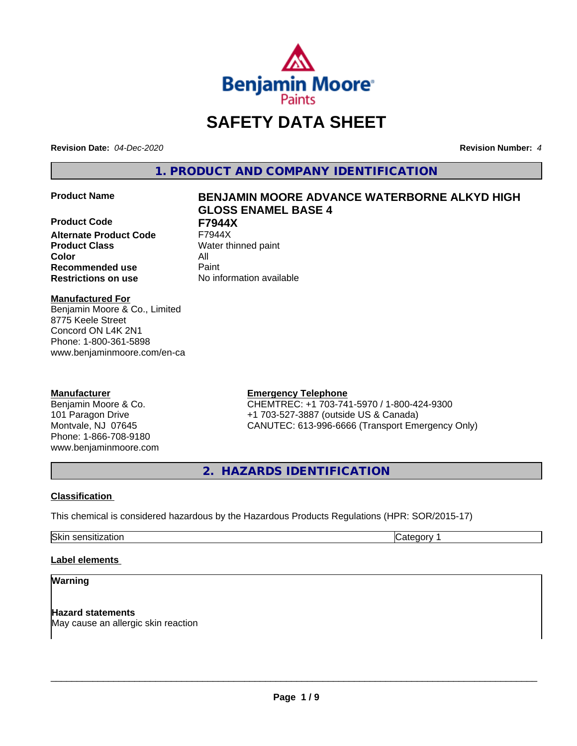# SAFETY DATA SHEET

**Revision Date:** *04-Dec-2020*

**Revision Number:** *4*

## 1. PRODUCT AND COMPANY IDENTIFICATION

| | |
|---|---|
| **Product Name** | **BENJAMIN MOORE ADVANCE WATERBORNE ALKYD HIGH GLOSS ENAMEL BASE 4** |
| **Product Code** | **F7944X** |
| **Alternate Product Code** | F7944X |
| **Product Class** | Water thinned paint |
| **Color** | All |
| **Recommended use** | Paint |
| **Restrictions on use** | No information available |

**Manufactured For**
Benjamin Moore & Co., Limited
8775 Keele Street
Concord ON L4K 2N1
Phone: 1-800-361-5898
www.benjaminmoore.com/en-ca

**Manufacturer**
Benjamin Moore & Co.
101 Paragon Drive
Montvale, NJ 07645
Phone: 1-866-708-9180
www.benjaminmoore.com

**Emergency Telephone**
CHEMTREC: +1 703-741-5970 / 1-800-424-9300
+1 703-527-3887 (outside US & Canada)
CANUTEC: 613-996-6666 (Transport Emergency Only)

## 2. HAZARDS IDENTIFICATION

**Classification**

This chemical is considered hazardous by the Hazardous Products Regulations (HPR: SOR/2015-17)

| | |
|---|---|
| Skin sensitization | Category 1 |

**Label elements**

**Warning**

**Hazard statements**
May cause an allergic skin reaction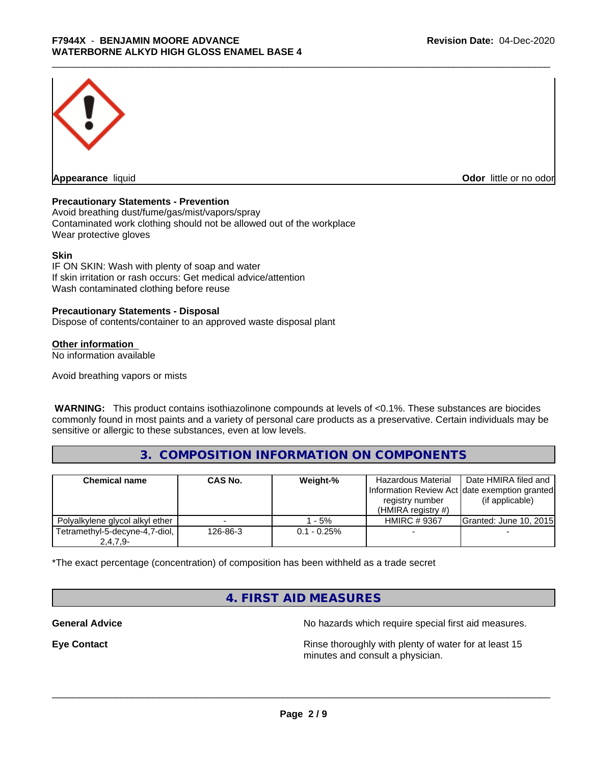**Appearance** liquid

**Odor** little or no odor

**Precautionary Statements - Prevention**

Avoid breathing dust/fume/gas/mist/vapors/spray
Contaminated work clothing should not be allowed out of the workplace
Wear protective gloves

**Skin**

IF ON SKIN: Wash with plenty of soap and water
If skin irritation or rash occurs: Get medical advice/attention
Wash contaminated clothing before reuse

**Precautionary Statements - Disposal**

Dispose of contents/container to an approved waste disposal plant

**Other information**

No information available

Avoid breathing vapors or mists

**WARNING:** This product contains isothiazolinone compounds at levels of <0.1%. These substances are biocides commonly found in most paints and a variety of personal care products as a preservative. Certain individuals may be sensitive or allergic to these substances, even at low levels.

## 3. COMPOSITION INFORMATION ON COMPONENTS

| Chemical name | CAS No. | Weight-% | Hazardous Material Information Review Act registry number (HMIRA registry #) | Date HMIRA filed and date exemption granted (if applicable) |
|---|---|---|---|---|
| Polyalkylene glycol alkyl ether | - | 1 - 5% | HMIRC # 9367 | Granted: June 10, 2015 |
| Tetramethyl-5-decyne-4,7-diol, 2,4,7,9- | 126-86-3 | 0.1 - 0.25% | - | - |

*The exact percentage (concentration) of composition has been withheld as a trade secret

## 4. FIRST AID MEASURES

**General Advice** No hazards which require special first aid measures.

**Eye Contact** Rinse thoroughly with plenty of water for at least 15 minutes and consult a physician.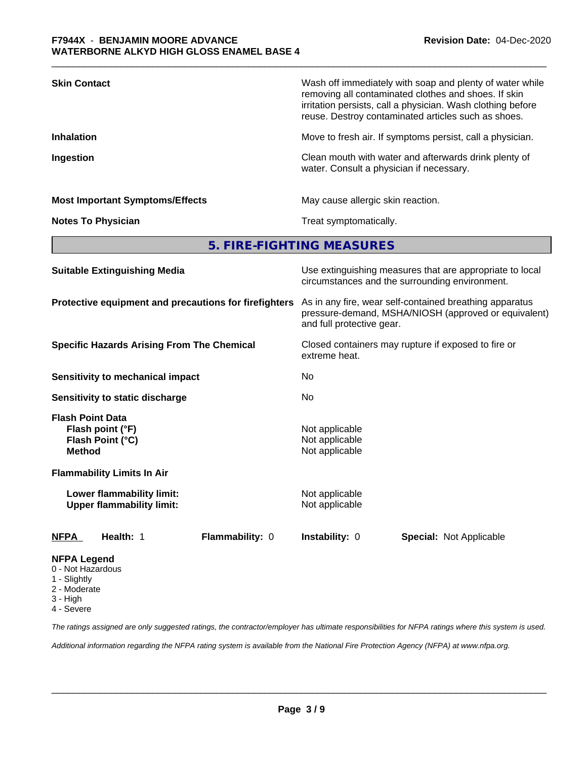| | |
|---|---|
| **Skin Contact** | Wash off immediately with soap and plenty of water while removing all contaminated clothes and shoes. If skin irritation persists, call a physician. Wash clothing before reuse. Destroy contaminated articles such as shoes. |
| **Inhalation** | Move to fresh air. If symptoms persist, call a physician. |
| **Ingestion** | Clean mouth with water and afterwards drink plenty of water. Consult a physician if necessary. |
| **Most Important Symptoms/Effects** | May cause allergic skin reaction. |
| **Notes To Physician** | Treat symptomatically. |

## 5. FIRE-FIGHTING MEASURES

| | |
|---|---|
| **Suitable Extinguishing Media** | Use extinguishing measures that are appropriate to local circumstances and the surrounding environment. |
| **Protective equipment and precautions for firefighters** | As in any fire, wear self-contained breathing apparatus pressure-demand, MSHA/NIOSH (approved or equivalent) and full protective gear. |
| **Specific Hazards Arising From The Chemical** | Closed containers may rupture if exposed to fire or extreme heat. |
| **Sensitivity to mechanical impact** | No |
| **Sensitivity to static discharge** | No |

**Flash Point Data**

| | |
|---|---|
| **Flash point (°F)** | Not applicable |
| **Flash Point (°C)** | Not applicable |
| **Method** | Not applicable |

**Flammability Limits In Air**

| | |
|---|---|
| **Lower flammability limit:** | Not applicable |
| **Upper flammability limit:** | Not applicable |

| **NFPA** | **Health:** 1 | **Flammability:** 0 | **Instability:** 0 | **Special:** Not Applicable |
|---|---|---|---|---|

**NFPA Legend**
- 0 - Not Hazardous
- 1 - Slightly
- 2 - Moderate
- 3 - High
- 4 - Severe

*The ratings assigned are only suggested ratings, the contractor/employer has ultimate responsibilities for NFPA ratings where this system is used.*

*Additional information regarding the NFPA rating system is available from the National Fire Protection Agency (NFPA) at www.nfpa.org.*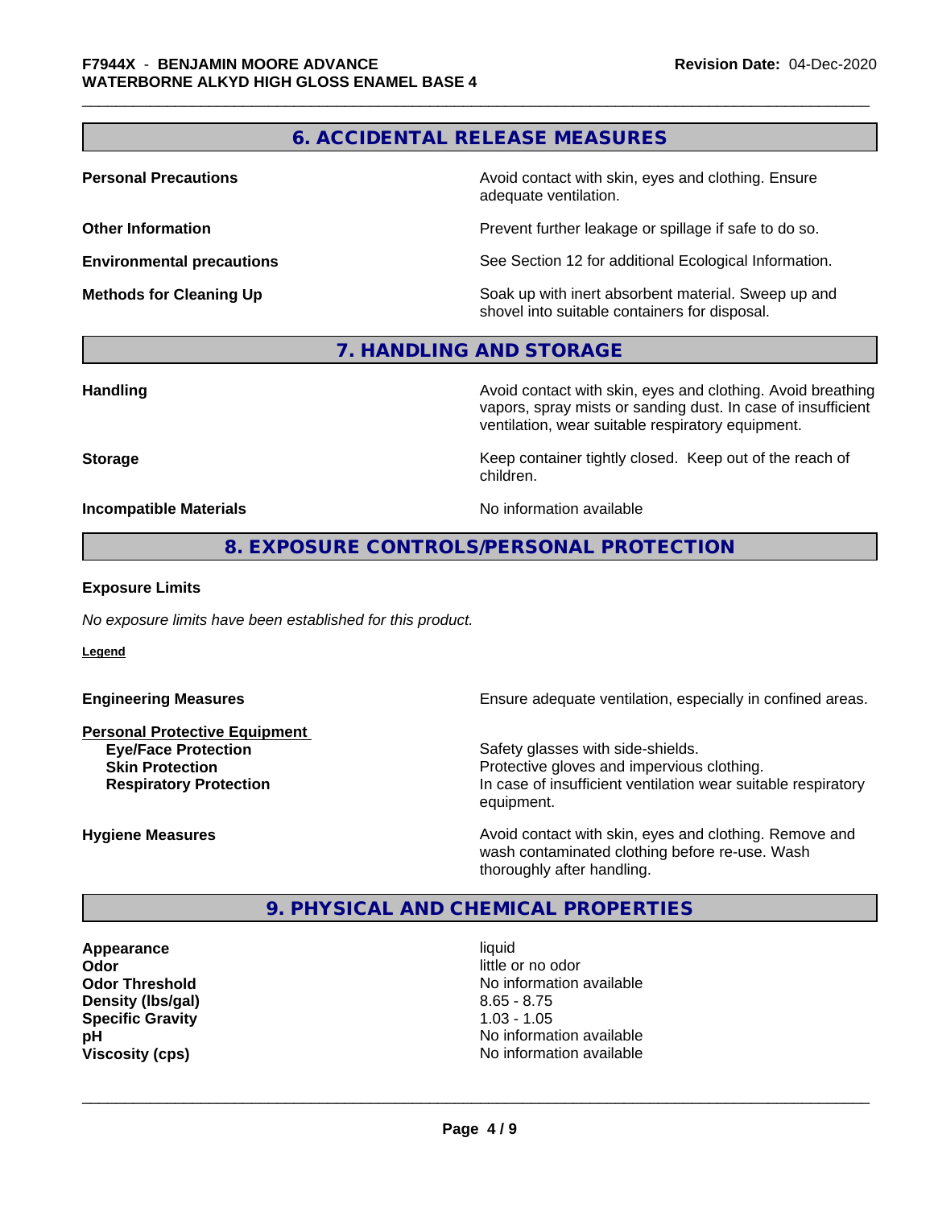## 6. ACCIDENTAL RELEASE MEASURES

| | |
|---|---|
| **Personal Precautions** | Avoid contact with skin, eyes and clothing. Ensure adequate ventilation. |
| **Other Information** | Prevent further leakage or spillage if safe to do so. |
| **Environmental precautions** | See Section 12 for additional Ecological Information. |
| **Methods for Cleaning Up** | Soak up with inert absorbent material. Sweep up and shovel into suitable containers for disposal. |

## 7. HANDLING AND STORAGE

| | |
|---|---|
| **Handling** | Avoid contact with skin, eyes and clothing. Avoid breathing vapors, spray mists or sanding dust. In case of insufficient ventilation, wear suitable respiratory equipment. |
| **Storage** | Keep container tightly closed. Keep out of the reach of children. |
| **Incompatible Materials** | No information available |

## 8. EXPOSURE CONTROLS/PERSONAL PROTECTION

**Exposure Limits**

*No exposure limits have been established for this product.*

**Legend**

| | |
|---|---|
| **Engineering Measures** | Ensure adequate ventilation, especially in confined areas. |
| **Personal Protective Equipment** | |
| **Eye/Face Protection** | Safety glasses with side-shields. |
| **Skin Protection** | Protective gloves and impervious clothing. |
| **Respiratory Protection** | In case of insufficient ventilation wear suitable respiratory equipment. |
| **Hygiene Measures** | Avoid contact with skin, eyes and clothing. Remove and wash contaminated clothing before re-use. Wash thoroughly after handling. |

## 9. PHYSICAL AND CHEMICAL PROPERTIES

| | |
|---|---|
| **Appearance** | liquid |
| **Odor** | little or no odor |
| **Odor Threshold** | No information available |
| **Density (lbs/gal)** | 8.65 - 8.75 |
| **Specific Gravity** | 1.03 - 1.05 |
| **pH** | No information available |
| **Viscosity (cps)** | No information available |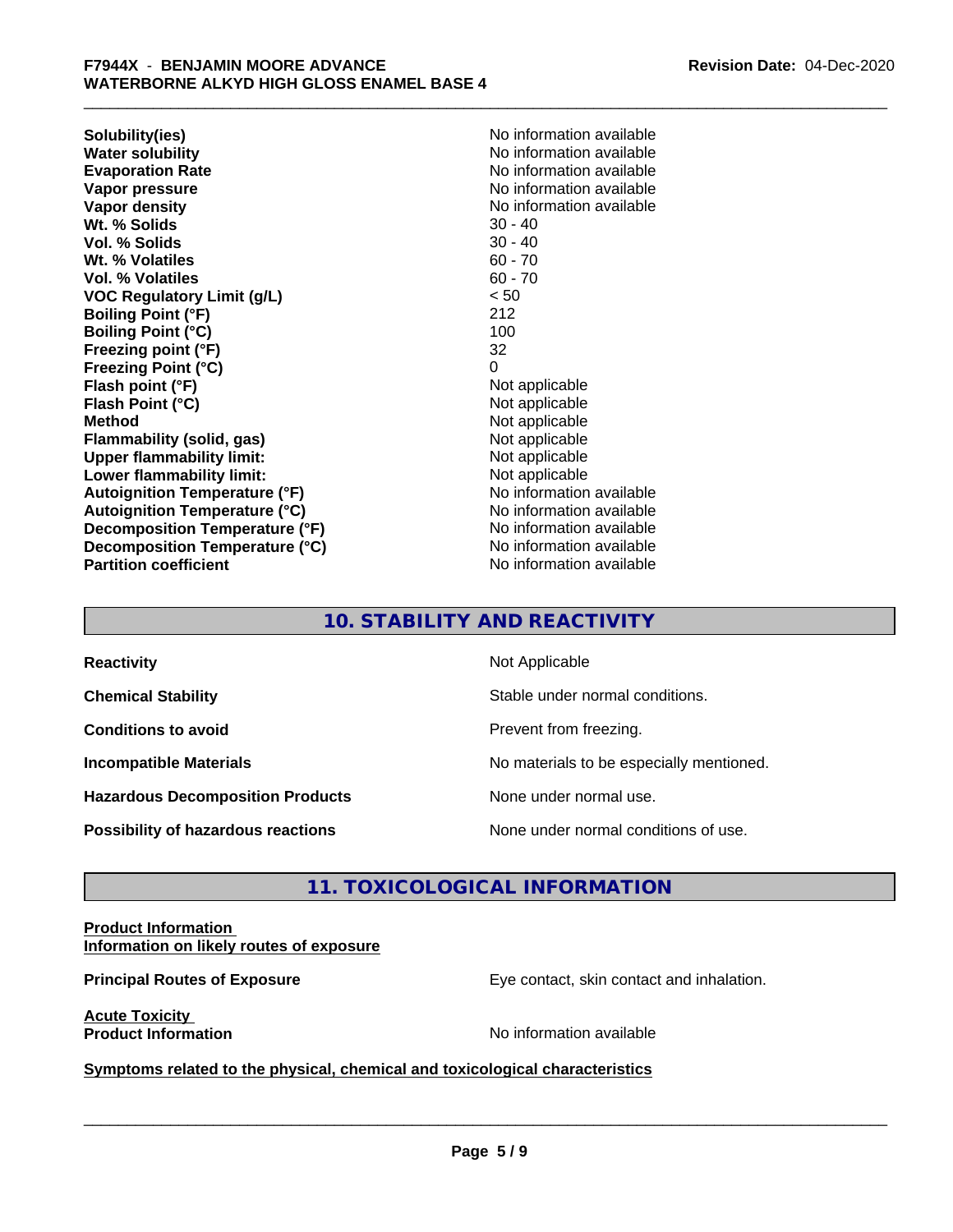| | |
|---|---|
| **Solubility(ies)** | No information available |
| **Water solubility** | No information available |
| **Evaporation Rate** | No information available |
| **Vapor pressure** | No information available |
| **Vapor density** | No information available |
| **Wt. % Solids** | 30 - 40 |
| **Vol. % Solids** | 30 - 40 |
| **Wt. % Volatiles** | 60 - 70 |
| **Vol. % Volatiles** | 60 - 70 |
| **VOC Regulatory Limit (g/L)** | < 50 |
| **Boiling Point (°F)** | 212 |
| **Boiling Point (°C)** | 100 |
| **Freezing point (°F)** | 32 |
| **Freezing Point (°C)** | 0 |
| **Flash point (°F)** | Not applicable |
| **Flash Point (°C)** | Not applicable |
| **Method** | Not applicable |
| **Flammability (solid, gas)** | Not applicable |
| **Upper flammability limit:** | Not applicable |
| **Lower flammability limit:** | Not applicable |
| **Autoignition Temperature (°F)** | No information available |
| **Autoignition Temperature (°C)** | No information available |
| **Decomposition Temperature (°F)** | No information available |
| **Decomposition Temperature (°C)** | No information available |
| **Partition coefficient** | No information available |

## 10. STABILITY AND REACTIVITY

| | |
|---|---|
| **Reactivity** | Not Applicable |
| **Chemical Stability** | Stable under normal conditions. |
| **Conditions to avoid** | Prevent from freezing. |
| **Incompatible Materials** | No materials to be especially mentioned. |
| **Hazardous Decomposition Products** | None under normal use. |
| **Possibility of hazardous reactions** | None under normal conditions of use. |

## 11. TOXICOLOGICAL INFORMATION

**Product Information**
**Information on likely routes of exposure**

**Principal Routes of Exposure** — Eye contact, skin contact and inhalation.

**Acute Toxicity**
**Product Information** — No information available

**Symptoms related to the physical, chemical and toxicological characteristics**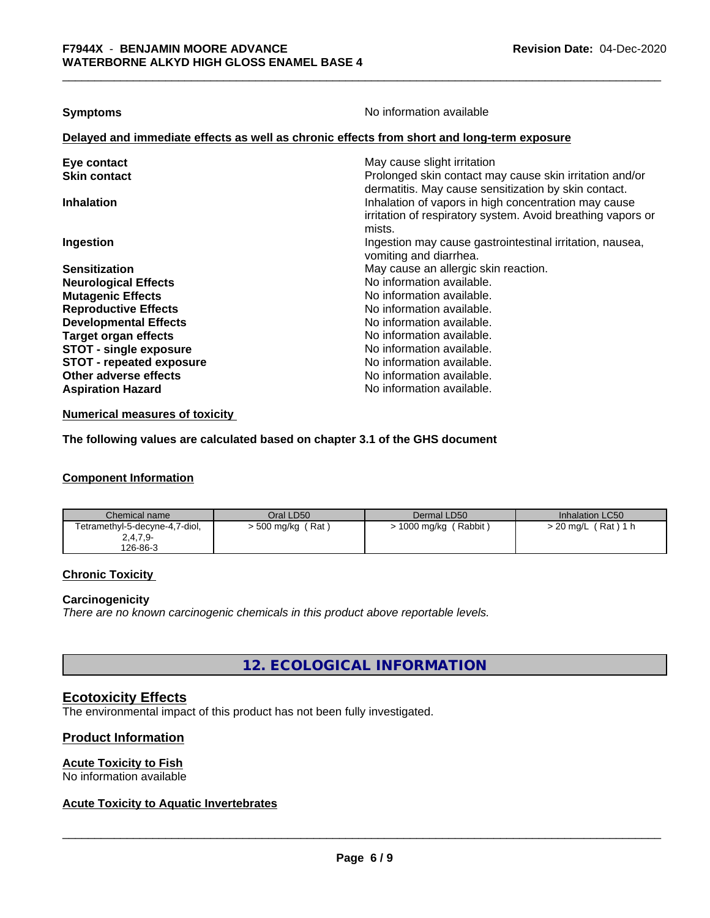**Symptoms** No information available

**Delayed and immediate effects as well as chronic effects from short and long-term exposure**

| | |
|---|---|
| **Eye contact** | May cause slight irritation |
| **Skin contact** | Prolonged skin contact may cause skin irritation and/or dermatitis. May cause sensitization by skin contact. |
| **Inhalation** | Inhalation of vapors in high concentration may cause irritation of respiratory system. Avoid breathing vapors or mists. |
| **Ingestion** | Ingestion may cause gastrointestinal irritation, nausea, vomiting and diarrhea. |
| **Sensitization** | May cause an allergic skin reaction. |
| **Neurological Effects** | No information available. |
| **Mutagenic Effects** | No information available. |
| **Reproductive Effects** | No information available. |
| **Developmental Effects** | No information available. |
| **Target organ effects** | No information available. |
| **STOT - single exposure** | No information available. |
| **STOT - repeated exposure** | No information available. |
| **Other adverse effects** | No information available. |
| **Aspiration Hazard** | No information available. |

**Numerical measures of toxicity**

**The following values are calculated based on chapter 3.1 of the GHS document**

**Component Information**

| Chemical name | Oral LD50 | Dermal LD50 | Inhalation LC50 |
|---|---|---|---|
| Tetramethyl-5-decyne-4,7-diol, 2,4,7,9- 126-86-3 | > 500 mg/kg ( Rat ) | > 1000 mg/kg ( Rabbit ) | > 20 mg/L ( Rat ) 1 h |

**Chronic Toxicity**

**Carcinogenicity**

*There are no known carcinogenic chemicals in this product above reportable levels.*

## 12. ECOLOGICAL INFORMATION

### Ecotoxicity Effects

The environmental impact of this product has not been fully investigated.

### Product Information

**Acute Toxicity to Fish**

No information available

**Acute Toxicity to Aquatic Invertebrates**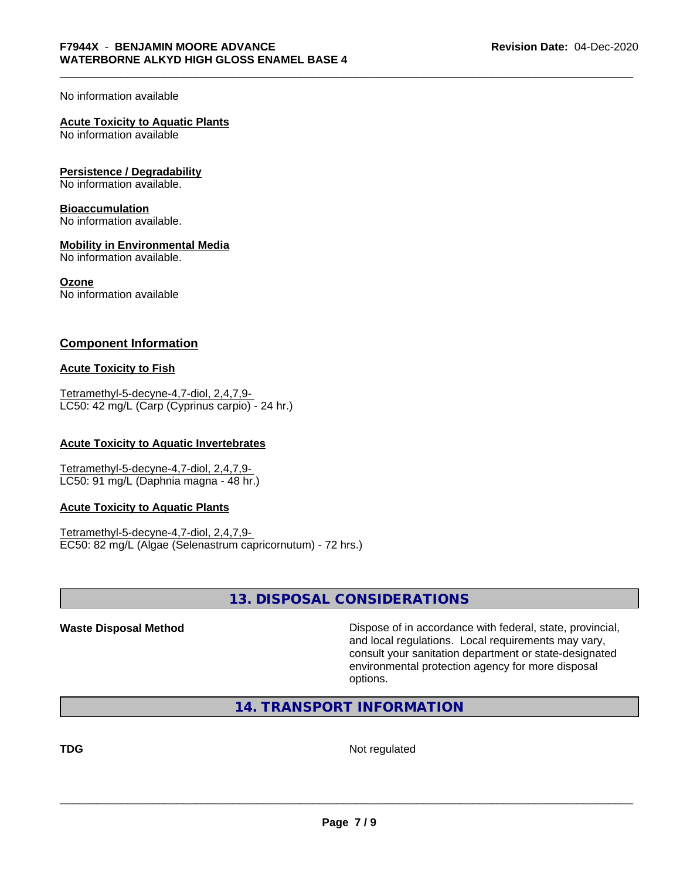No information available

**Acute Toxicity to Aquatic Plants**
No information available

**Persistence / Degradability**
No information available.

**Bioaccumulation**
No information available.

**Mobility in Environmental Media**
No information available.

**Ozone**
No information available

## Component Information

**Acute Toxicity to Fish**

Tetramethyl-5-decyne-4,7-diol, 2,4,7,9-
LC50: 42 mg/L (Carp (Cyprinus carpio) - 24 hr.)

**Acute Toxicity to Aquatic Invertebrates**

Tetramethyl-5-decyne-4,7-diol, 2,4,7,9-
LC50: 91 mg/L (Daphnia magna - 48 hr.)

**Acute Toxicity to Aquatic Plants**

Tetramethyl-5-decyne-4,7-diol, 2,4,7,9-
EC50: 82 mg/L (Algae (Selenastrum capricornutum) - 72 hrs.)

## 13. DISPOSAL CONSIDERATIONS

**Waste Disposal Method** — Dispose of in accordance with federal, state, provincial, and local regulations. Local requirements may vary, consult your sanitation department or state-designated environmental protection agency for more disposal options.

## 14. TRANSPORT INFORMATION

**TDG** — Not regulated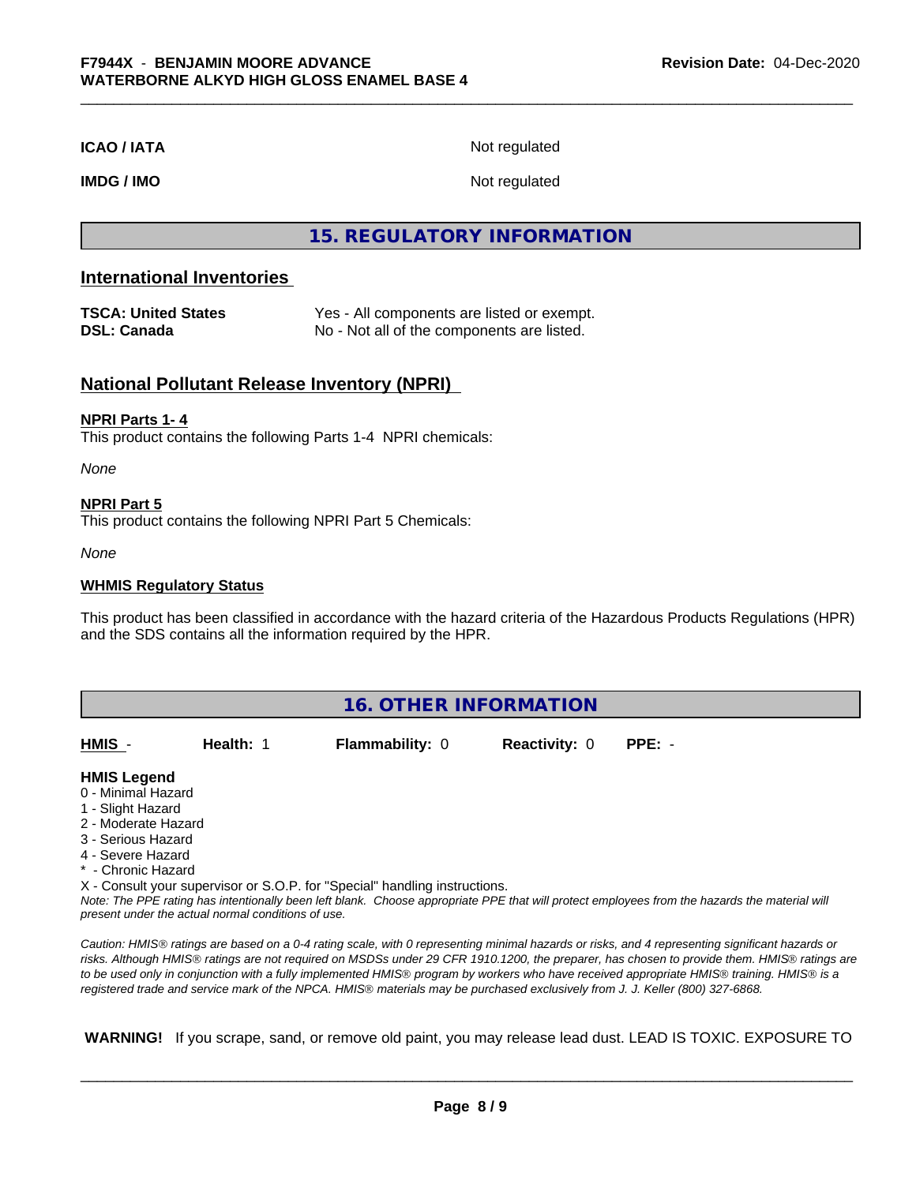| | |
|---|---|
| **ICAO / IATA** | Not regulated |
| **IMDG / IMO** | Not regulated |

## 15. REGULATORY INFORMATION

### International Inventories

| | |
|---|---|
| **TSCA: United States** | Yes - All components are listed or exempt. |
| **DSL: Canada** | No - Not all of the components are listed. |

### National Pollutant Release Inventory (NPRI)

**NPRI Parts 1- 4**

This product contains the following Parts 1-4 NPRI chemicals:

*None*

**NPRI Part 5**

This product contains the following NPRI Part 5 Chemicals:

*None*

**WHMIS Regulatory Status**

This product has been classified in accordance with the hazard criteria of the Hazardous Products Regulations (HPR) and the SDS contains all the information required by the HPR.

## 16. OTHER INFORMATION

| HMIS - | Health: 1 | Flammability: 0 | Reactivity: 0 | PPE: - |
|---|---|---|---|---|

**HMIS Legend**

0 - Minimal Hazard
1 - Slight Hazard
2 - Moderate Hazard
3 - Serious Hazard
4 - Severe Hazard
* - Chronic Hazard
X - Consult your supervisor or S.O.P. for "Special" handling instructions.

*Note: The PPE rating has intentionally been left blank. Choose appropriate PPE that will protect employees from the hazards the material will present under the actual normal conditions of use.*

*Caution: HMIS® ratings are based on a 0-4 rating scale, with 0 representing minimal hazards or risks, and 4 representing significant hazards or risks. Although HMIS® ratings are not required on MSDSs under 29 CFR 1910.1200, the preparer, has chosen to provide them. HMIS® ratings are to be used only in conjunction with a fully implemented HMIS® program by workers who have received appropriate HMIS® training. HMIS® is a registered trade and service mark of the NPCA. HMIS® materials may be purchased exclusively from J. J. Keller (800) 327-6868.*

**WARNING!** If you scrape, sand, or remove old paint, you may release lead dust. LEAD IS TOXIC. EXPOSURE TO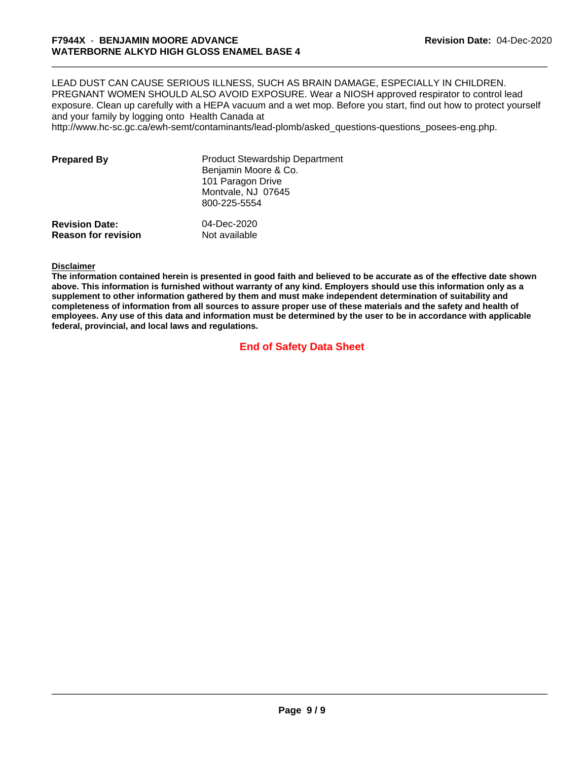LEAD DUST CAN CAUSE SERIOUS ILLNESS, SUCH AS BRAIN DAMAGE, ESPECIALLY IN CHILDREN. PREGNANT WOMEN SHOULD ALSO AVOID EXPOSURE. Wear a NIOSH approved respirator to control lead exposure. Clean up carefully with a HEPA vacuum and a wet mop. Before you start, find out how to protect yourself and your family by logging onto Health Canada at http://www.hc-sc.gc.ca/ewh-semt/contaminants/lead-plomb/asked_questions-questions_posees-eng.php.

| | |
|---|---|
| **Prepared By** | Product Stewardship Department<br>Benjamin Moore & Co.<br>101 Paragon Drive<br>Montvale, NJ 07645<br>800-225-5554 |
| **Revision Date:** | 04-Dec-2020 |
| **Reason for revision** | Not available |

**Disclaimer**

**The information contained herein is presented in good faith and believed to be accurate as of the effective date shown above. This information is furnished without warranty of any kind. Employers should use this information only as a supplement to other information gathered by them and must make independent determination of suitability and completeness of information from all sources to assure proper use of these materials and the safety and health of employees. Any use of this data and information must be determined by the user to be in accordance with applicable federal, provincial, and local laws and regulations.**

**End of Safety Data Sheet**